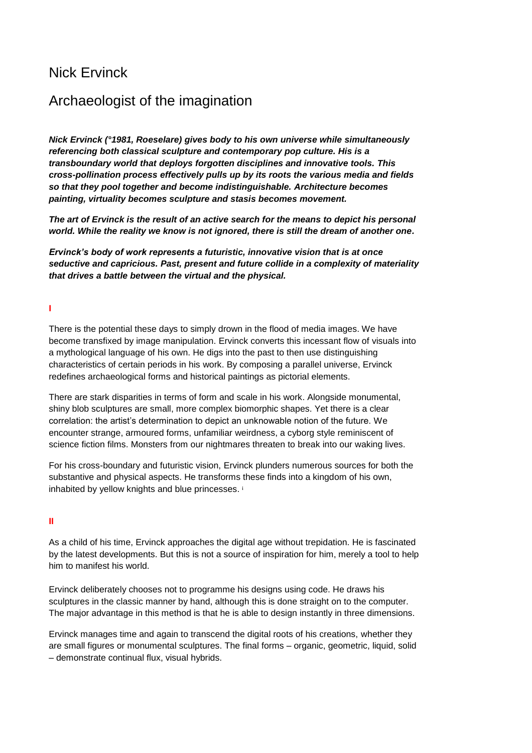# Nick Ervinck

## Archaeologist of the imagination

***Nick Ervinck (°1981, Roeselare) gives body to his own universe while simultaneously referencing both classical sculpture and contemporary pop culture. His is a transboundary world that deploys forgotten disciplines and innovative tools. This cross-pollination process effectively pulls up by its roots the various media and fields so that they pool together and become indistinguishable. Architecture becomes painting, virtuality becomes sculpture and stasis becomes movement.***

***The art of Ervinck is the result of an active search for the means to depict his personal world. While the reality we know is not ignored, there is still the dream of another one.***

***Ervinck's body of work represents a futuristic, innovative vision that is at once seductive and capricious. Past, present and future collide in a complexity of materiality that drives a battle between the virtual and the physical.***

**I**

There is the potential these days to simply drown in the flood of media images. We have become transfixed by image manipulation. Ervinck converts this incessant flow of visuals into a mythological language of his own. He digs into the past to then use distinguishing characteristics of certain periods in his work. By composing a parallel universe, Ervinck redefines archaeological forms and historical paintings as pictorial elements.

There are stark disparities in terms of form and scale in his work. Alongside monumental, shiny blob sculptures are small, more complex biomorphic shapes. Yet there is a clear correlation: the artist's determination to depict an unknowable notion of the future. We encounter strange, armoured forms, unfamiliar weirdness, a cyborg style reminiscent of science fiction films. Monsters from our nightmares threaten to break into our waking lives.

For his cross-boundary and futuristic vision, Ervinck plunders numerous sources for both the substantive and physical aspects. He transforms these finds into a kingdom of his own, inhabited by yellow knights and blue princesses. [i]

**II**

As a child of his time, Ervinck approaches the digital age without trepidation. He is fascinated by the latest developments. But this is not a source of inspiration for him, merely a tool to help him to manifest his world.

Ervinck deliberately chooses not to programme his designs using code. He draws his sculptures in the classic manner by hand, although this is done straight on to the computer. The major advantage in this method is that he is able to design instantly in three dimensions.

Ervinck manages time and again to transcend the digital roots of his creations, whether they are small figures or monumental sculptures. The final forms – organic, geometric, liquid, solid – demonstrate continual flux, visual hybrids.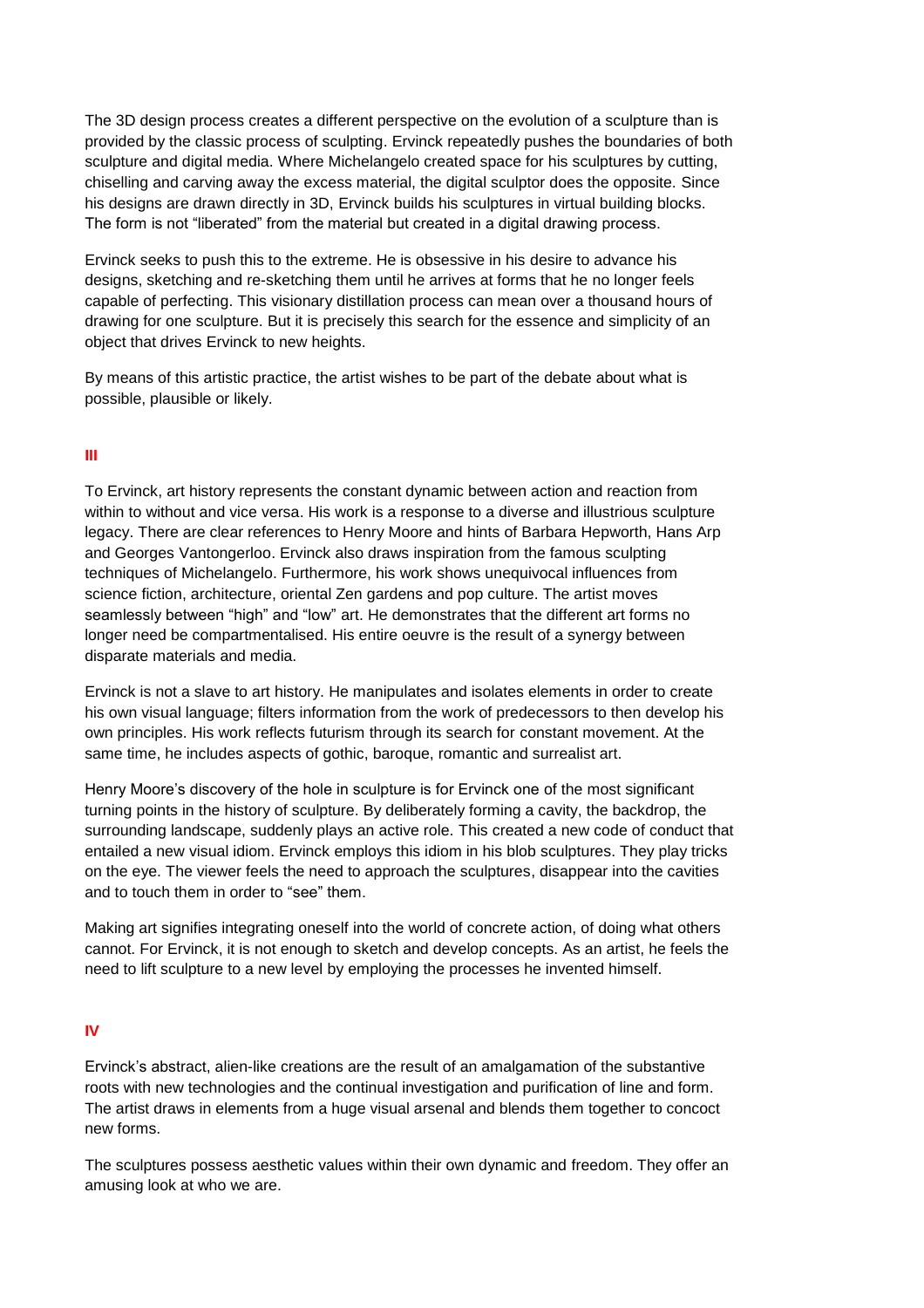The 3D design process creates a different perspective on the evolution of a sculpture than is provided by the classic process of sculpting. Ervinck repeatedly pushes the boundaries of both sculpture and digital media. Where Michelangelo created space for his sculptures by cutting, chiselling and carving away the excess material, the digital sculptor does the opposite. Since his designs are drawn directly in 3D, Ervinck builds his sculptures in virtual building blocks. The form is not "liberated" from the material but created in a digital drawing process.

Ervinck seeks to push this to the extreme. He is obsessive in his desire to advance his designs, sketching and re-sketching them until he arrives at forms that he no longer feels capable of perfecting. This visionary distillation process can mean over a thousand hours of drawing for one sculpture. But it is precisely this search for the essence and simplicity of an object that drives Ervinck to new heights.

By means of this artistic practice, the artist wishes to be part of the debate about what is possible, plausible or likely.

## III

To Ervinck, art history represents the constant dynamic between action and reaction from within to without and vice versa. His work is a response to a diverse and illustrious sculpture legacy. There are clear references to Henry Moore and hints of Barbara Hepworth, Hans Arp and Georges Vantongerloo. Ervinck also draws inspiration from the famous sculpting techniques of Michelangelo. Furthermore, his work shows unequivocal influences from science fiction, architecture, oriental Zen gardens and pop culture. The artist moves seamlessly between "high" and "low" art. He demonstrates that the different art forms no longer need be compartmentalised. His entire oeuvre is the result of a synergy between disparate materials and media.

Ervinck is not a slave to art history. He manipulates and isolates elements in order to create his own visual language; filters information from the work of predecessors to then develop his own principles. His work reflects futurism through its search for constant movement. At the same time, he includes aspects of gothic, baroque, romantic and surrealist art.

Henry Moore's discovery of the hole in sculpture is for Ervinck one of the most significant turning points in the history of sculpture. By deliberately forming a cavity, the backdrop, the surrounding landscape, suddenly plays an active role. This created a new code of conduct that entailed a new visual idiom. Ervinck employs this idiom in his blob sculptures. They play tricks on the eye. The viewer feels the need to approach the sculptures, disappear into the cavities and to touch them in order to "see" them.

Making art signifies integrating oneself into the world of concrete action, of doing what others cannot. For Ervinck, it is not enough to sketch and develop concepts. As an artist, he feels the need to lift sculpture to a new level by employing the processes he invented himself.

## IV

Ervinck's abstract, alien-like creations are the result of an amalgamation of the substantive roots with new technologies and the continual investigation and purification of line and form. The artist draws in elements from a huge visual arsenal and blends them together to concoct new forms.

The sculptures possess aesthetic values within their own dynamic and freedom. They offer an amusing look at who we are.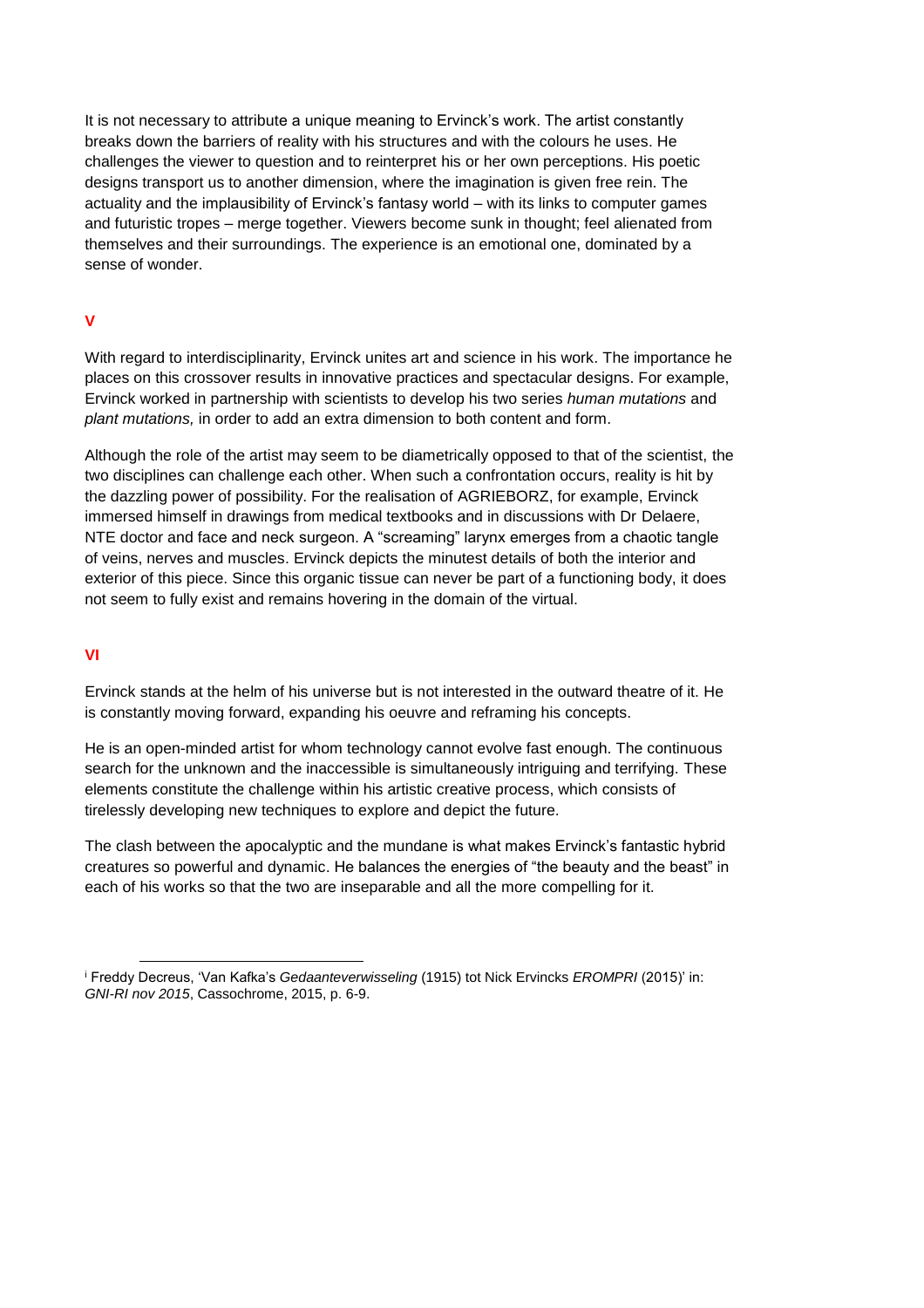It is not necessary to attribute a unique meaning to Ervinck's work. The artist constantly breaks down the barriers of reality with his structures and with the colours he uses. He challenges the viewer to question and to reinterpret his or her own perceptions. His poetic designs transport us to another dimension, where the imagination is given free rein. The actuality and the implausibility of Ervinck's fantasy world – with its links to computer games and futuristic tropes – merge together. Viewers become sunk in thought; feel alienated from themselves and their surroundings. The experience is an emotional one, dominated by a sense of wonder.

## V

With regard to interdisciplinarity, Ervinck unites art and science in his work. The importance he places on this crossover results in innovative practices and spectacular designs. For example, Ervinck worked in partnership with scientists to develop his two series *human mutations* and *plant mutations,* in order to add an extra dimension to both content and form.

Although the role of the artist may seem to be diametrically opposed to that of the scientist, the two disciplines can challenge each other. When such a confrontation occurs, reality is hit by the dazzling power of possibility. For the realisation of AGRIEBORZ, for example, Ervinck immersed himself in drawings from medical textbooks and in discussions with Dr Delaere, NTE doctor and face and neck surgeon. A "screaming" larynx emerges from a chaotic tangle of veins, nerves and muscles. Ervinck depicts the minutest details of both the interior and exterior of this piece. Since this organic tissue can never be part of a functioning body, it does not seem to fully exist and remains hovering in the domain of the virtual.

## VI

Ervinck stands at the helm of his universe but is not interested in the outward theatre of it. He is constantly moving forward, expanding his oeuvre and reframing his concepts.

He is an open-minded artist for whom technology cannot evolve fast enough. The continuous search for the unknown and the inaccessible is simultaneously intriguing and terrifying. These elements constitute the challenge within his artistic creative process, which consists of tirelessly developing new techniques to explore and depict the future.

The clash between the apocalyptic and the mundane is what makes Ervinck's fantastic hybrid creatures so powerful and dynamic. He balances the energies of "the beauty and the beast" in each of his works so that the two are inseparable and all the more compelling for it.

---

[i] Freddy Decreus, 'Van Kafka's *Gedaanteverwisseling* (1915) tot Nick Ervincks *EROMPRI* (2015)' in: *GNI-RI nov 2015*, Cassochrome, 2015, p. 6-9.